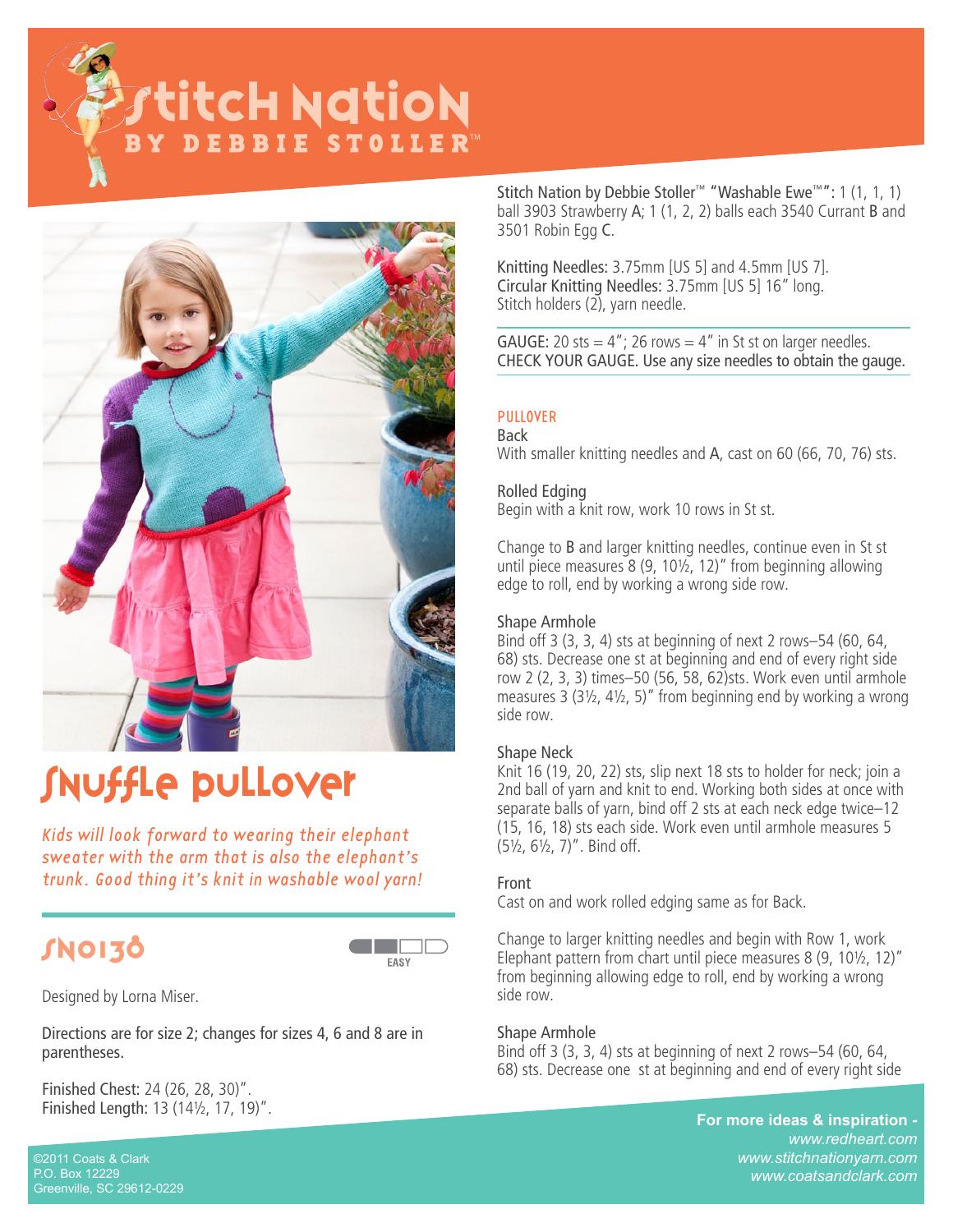# Snuffle pullover

*Kids will look forward to wearing their elephant sweater with the arm that is also the elephant's trunk. Good thing it's knit in washable wool yarn!*

## SN0130

EASY

Designed by Lorna Miser.

Directions are for size 2; changes for sizes 4, 6 and 8 are in parentheses.

Finished Chest: 24 (26, 28, 30)".
Finished Length: 13 (14½, 17, 19)".

Stitch Nation by Debbie Stoller™ "Washable Ewe™": 1 (1, 1, 1) ball 3903 Strawberry **A**; 1 (1, 2, 2) balls each 3540 Currant **B** and 3501 Robin Egg **C**.

Knitting Needles: 3.75mm [US 5] and 4.5mm [US 7].
Circular Knitting Needles: 3.75mm [US 5] 16" long.
Stitch holders (2), yarn needle.

GAUGE: 20 sts = 4"; 26 rows = 4" in St st on larger needles.
CHECK YOUR GAUGE. Use any size needles to obtain the gauge.

## PULLOVER

### Back

With smaller knitting needles and **A**, cast on 60 (66, 70, 76) sts.

### Rolled Edging

Begin with a knit row, work 10 rows in St st.

Change to **B** and larger knitting needles, continue even in St st until piece measures 8 (9, 10½, 12)" from beginning allowing edge to roll, end by working a wrong side row.

### Shape Armhole

Bind off 3 (3, 3, 4) sts at beginning of next 2 rows–54 (60, 64, 68) sts. Decrease one st at beginning and end of every right side row 2 (2, 3, 3) times–50 (56, 58, 62)sts. Work even until armhole measures 3 (3½, 4½, 5)" from beginning end by working a wrong side row.

### Shape Neck

Knit 16 (19, 20, 22) sts, slip next 18 sts to holder for neck; join a 2nd ball of yarn and knit to end. Working both sides at once with separate balls of yarn, bind off 2 sts at each neck edge twice–12 (15, 16, 18) sts each side. Work even until armhole measures 5 (5½, 6½, 7)". Bind off.

### Front

Cast on and work rolled edging same as for Back.

Change to larger knitting needles and begin with Row 1, work Elephant pattern from chart until piece measures 8 (9, 10½, 12)" from beginning allowing edge to roll, end by working a wrong side row.

### Shape Armhole

Bind off 3 (3, 3, 4) sts at beginning of next 2 rows–54 (60, 64, 68) sts. Decrease one st at beginning and end of every right side

©2011 Coats & Clark
P.O. Box 12229
Greenville, SC 29612-0229

For more ideas & inspiration -
www.redheart.com
www.stitchnationyarn.com
www.coatsandclark.com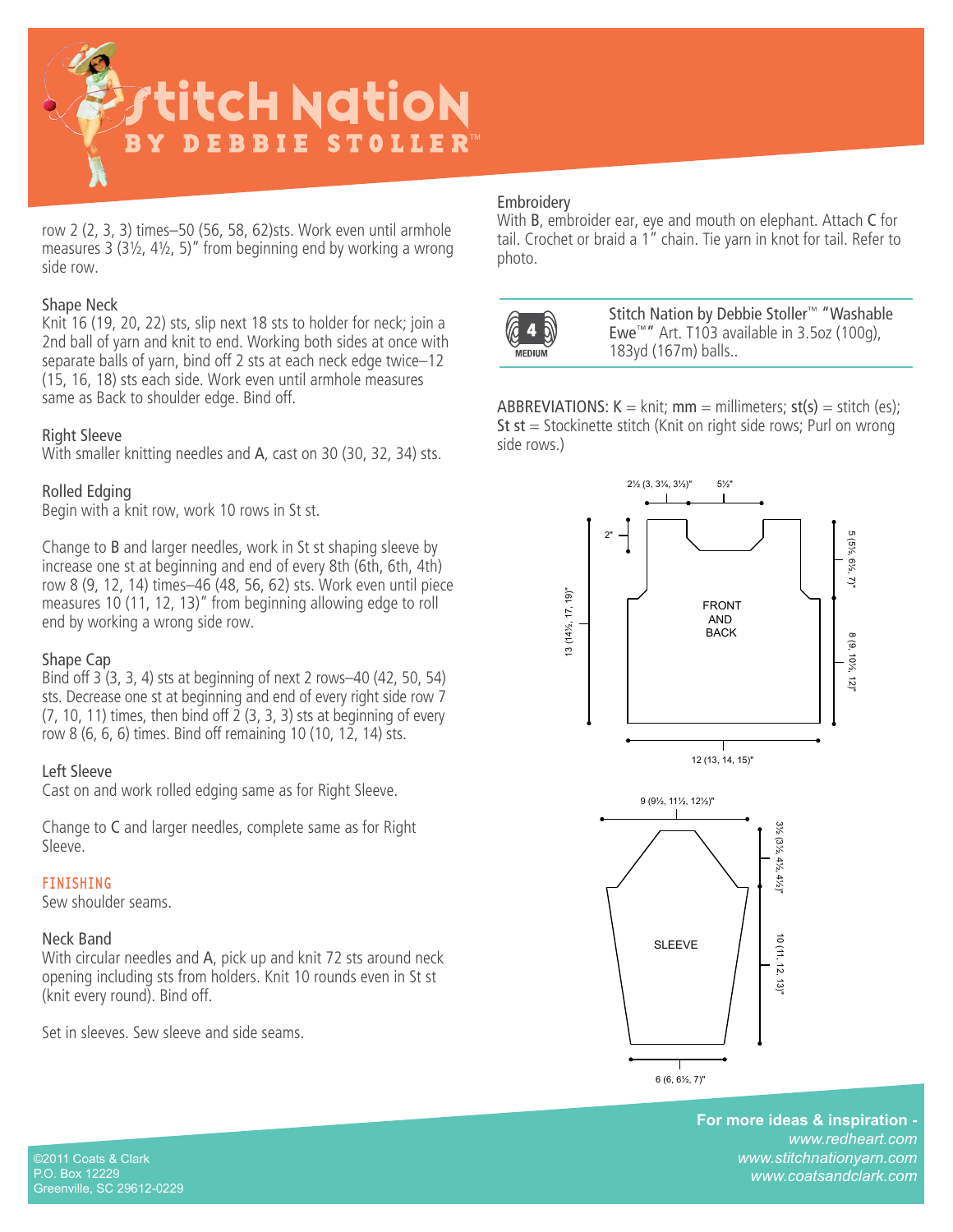row 2 (2, 3, 3) times–50 (56, 58, 62)sts. Work even until armhole measures 3 (3½, 4½, 5)" from beginning end by working a wrong side row.

### Shape Neck

Knit 16 (19, 20, 22) sts, slip next 18 sts to holder for neck; join a 2nd ball of yarn and knit to end. Working both sides at once with separate balls of yarn, bind off 2 sts at each neck edge twice–12 (15, 16, 18) sts each side. Work even until armhole measures same as Back to shoulder edge. Bind off.

### Right Sleeve

With smaller knitting needles and A, cast on 30 (30, 32, 34) sts.

### Rolled Edging

Begin with a knit row, work 10 rows in St st.

Change to B and larger needles, work in St st shaping sleeve by increase one st at beginning and end of every 8th (6th, 6th, 4th) row 8 (9, 12, 14) times–46 (48, 56, 62) sts. Work even until piece measures 10 (11, 12, 13)" from beginning allowing edge to roll end by working a wrong side row.

### Shape Cap

Bind off 3 (3, 3, 4) sts at beginning of next 2 rows–40 (42, 50, 54) sts. Decrease one st at beginning and end of every right side row 7 (7, 10, 11) times, then bind off 2 (3, 3, 3) sts at beginning of every row 8 (6, 6, 6) times. Bind off remaining 10 (10, 12, 14) sts.

### Left Sleeve

Cast on and work rolled edging same as for Right Sleeve.

Change to C and larger needles, complete same as for Right Sleeve.

## FINISHING

Sew shoulder seams.

### Neck Band

With circular needles and A, pick up and knit 72 sts around neck opening including sts from holders. Knit 10 rounds even in St st (knit every round). Bind off.

Set in sleeves. Sew sleeve and side seams.

### Embroidery

With B, embroider ear, eye and mouth on elephant. Attach C for tail. Crochet or braid a 1" chain. Tie yarn in knot for tail. Refer to photo.

4 MEDIUM — Stitch Nation by Debbie Stoller™ "Washable Ewe™" Art. T103 available in 3.5oz (100g), 183yd (167m) balls..

ABBREVIATIONS: **K** = knit; **mm** = millimeters; **st(s)** = stitch (es); **St st** = Stockinette stitch (Knit on right side rows; Purl on wrong side rows.)

FRONT AND BACK: 2½ (3, 3¼, 3½)"; 5½"; 2"; 5 (5½, 6½, 7)"; 8 (9, 10½, 12)"; 13 (14½, 17, 19)"; 12 (13, 14, 15)"

SLEEVE: 9 (9½, 11½, 12½)"; 3½ (3½, 4½, 4½)"; 10 (11, 12, 13)"; 6 (6, 6½, 7)"

For more ideas & inspiration -
www.redheart.com
www.stitchnationyarn.com
www.coatsandclark.com

©2011 Coats & Clark
P.O. Box 12229
Greenville, SC 29612-0229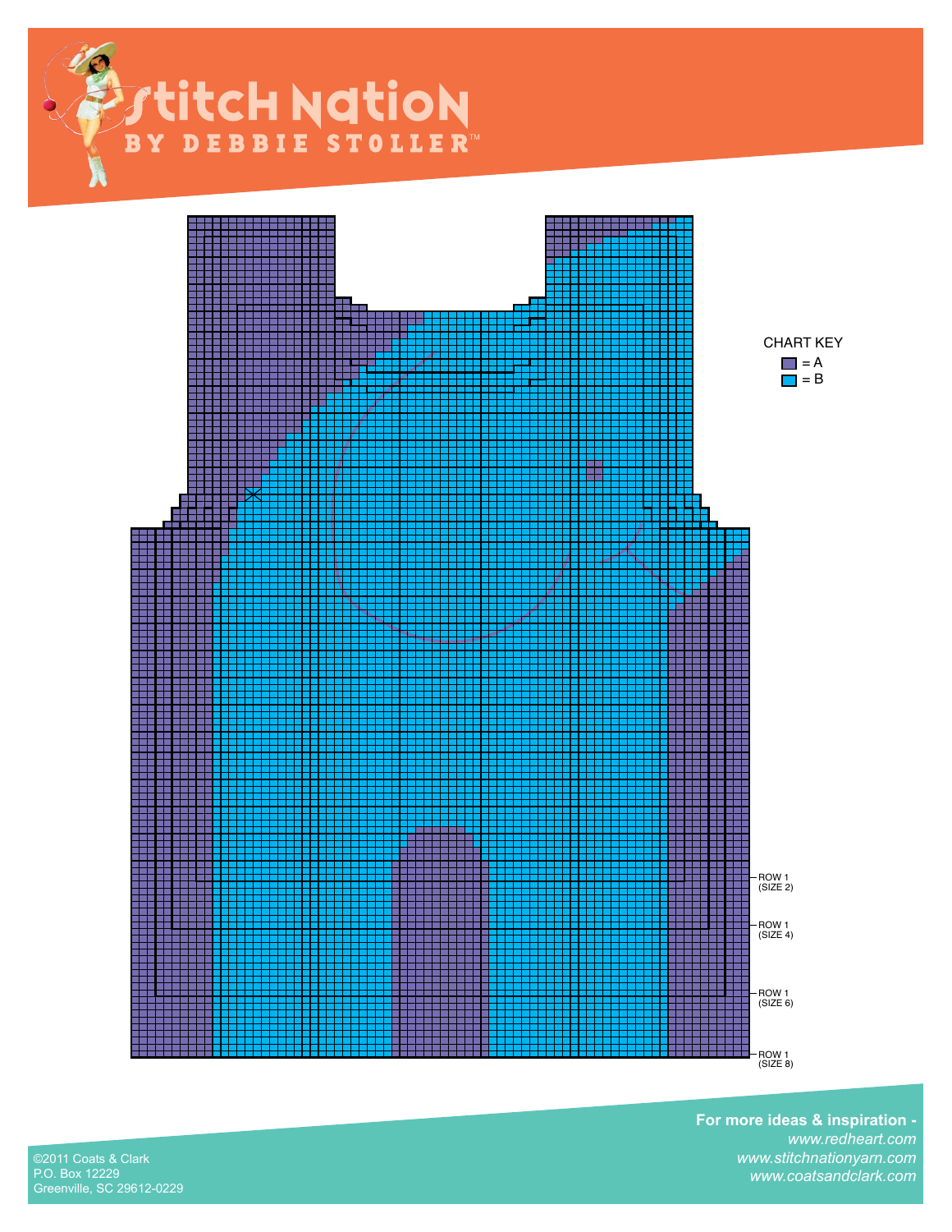CHART KEY

= A

= B

ROW 1 (SIZE 2)

ROW 1 (SIZE 4)

ROW 1 (SIZE 6)

ROW 1 (SIZE 8)

©2011 Coats & Clark
P.O. Box 12229
Greenville, SC 29612-0229

**For more ideas & inspiration -**
*www.redheart.com*
*www.stitchnationyarn.com*
*www.coatsandclark.com*